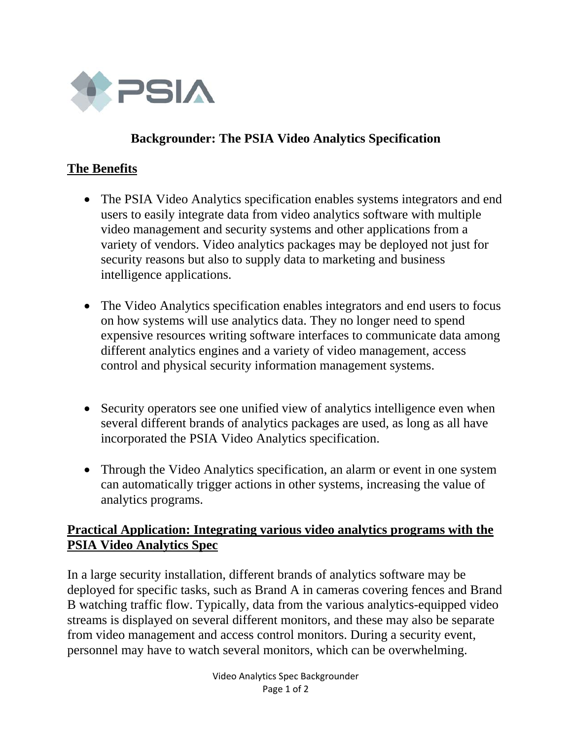PSIA

# Backgrounder: The PSIA Video Analytics Specification

## The Benefits

- The PSIA Video Analytics specification enables systems integrators and end users to easily integrate data from video analytics software with multiple video management and security systems and other applications from a variety of vendors. Video analytics packages may be deployed not just for security reasons but also to supply data to marketing and business intelligence applications.

- The Video Analytics specification enables integrators and end users to focus on how systems will use analytics data. They no longer need to spend expensive resources writing software interfaces to communicate data among different analytics engines and a variety of video management, access control and physical security information management systems.

- Security operators see one unified view of analytics intelligence even when several different brands of analytics packages are used, as long as all have incorporated the PSIA Video Analytics specification.

- Through the Video Analytics specification, an alarm or event in one system can automatically trigger actions in other systems, increasing the value of analytics programs.

## Practical Application: Integrating various video analytics programs with the PSIA Video Analytics Spec

In a large security installation, different brands of analytics software may be deployed for specific tasks, such as Brand A in cameras covering fences and Brand B watching traffic flow. Typically, data from the various analytics-equipped video streams is displayed on several different monitors, and these may also be separate from video management and access control monitors. During a security event, personnel may have to watch several monitors, which can be overwhelming.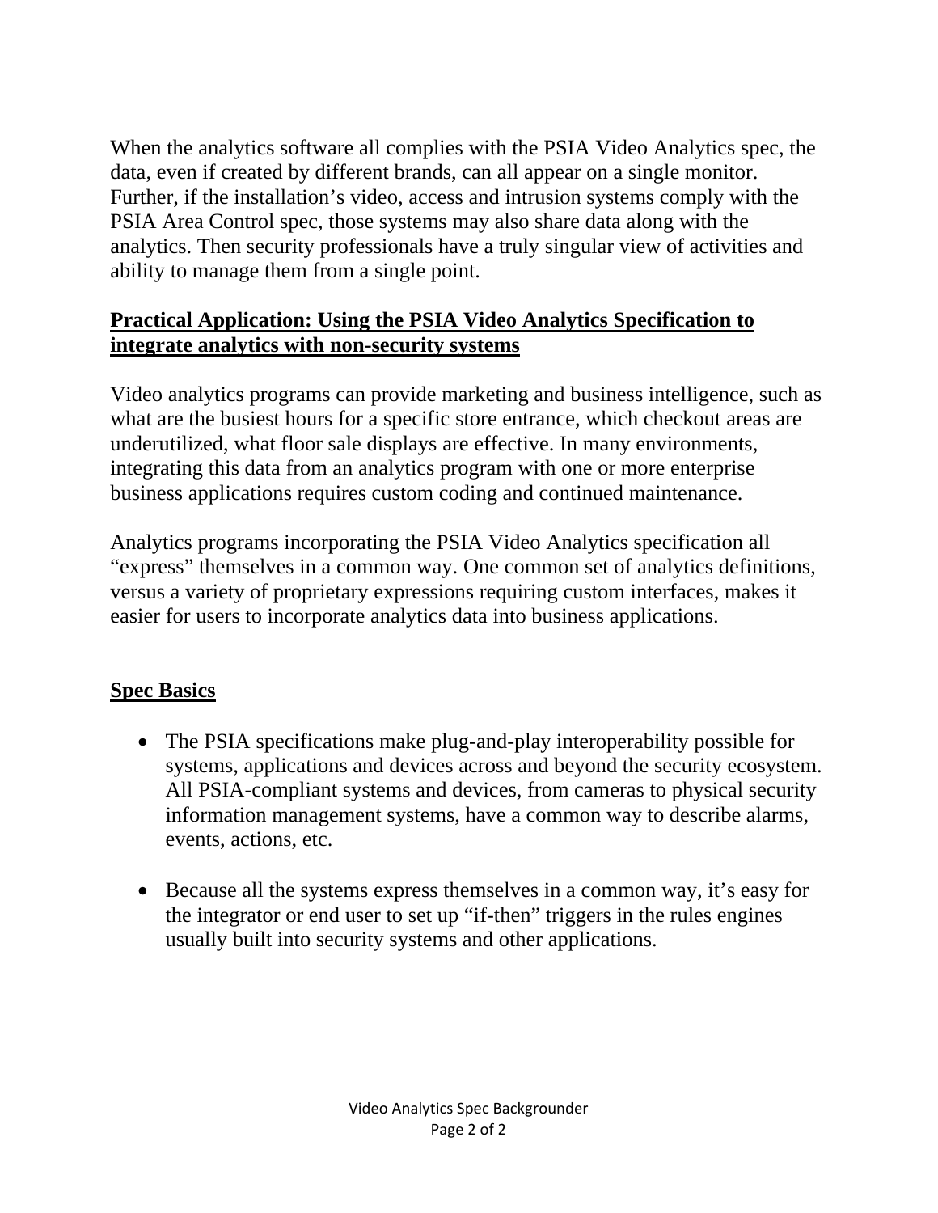When the analytics software all complies with the PSIA Video Analytics spec, the data, even if created by different brands, can all appear on a single monitor. Further, if the installation's video, access and intrusion systems comply with the PSIA Area Control spec, those systems may also share data along with the analytics. Then security professionals have a truly singular view of activities and ability to manage them from a single point.

## Practical Application: Using the PSIA Video Analytics Specification to integrate analytics with non-security systems

Video analytics programs can provide marketing and business intelligence, such as what are the busiest hours for a specific store entrance, which checkout areas are underutilized, what floor sale displays are effective. In many environments, integrating this data from an analytics program with one or more enterprise business applications requires custom coding and continued maintenance.

Analytics programs incorporating the PSIA Video Analytics specification all "express" themselves in a common way. One common set of analytics definitions, versus a variety of proprietary expressions requiring custom interfaces, makes it easier for users to incorporate analytics data into business applications.

## Spec Basics

- The PSIA specifications make plug-and-play interoperability possible for systems, applications and devices across and beyond the security ecosystem. All PSIA-compliant systems and devices, from cameras to physical security information management systems, have a common way to describe alarms, events, actions, etc.

- Because all the systems express themselves in a common way, it's easy for the integrator or end user to set up "if-then" triggers in the rules engines usually built into security systems and other applications.